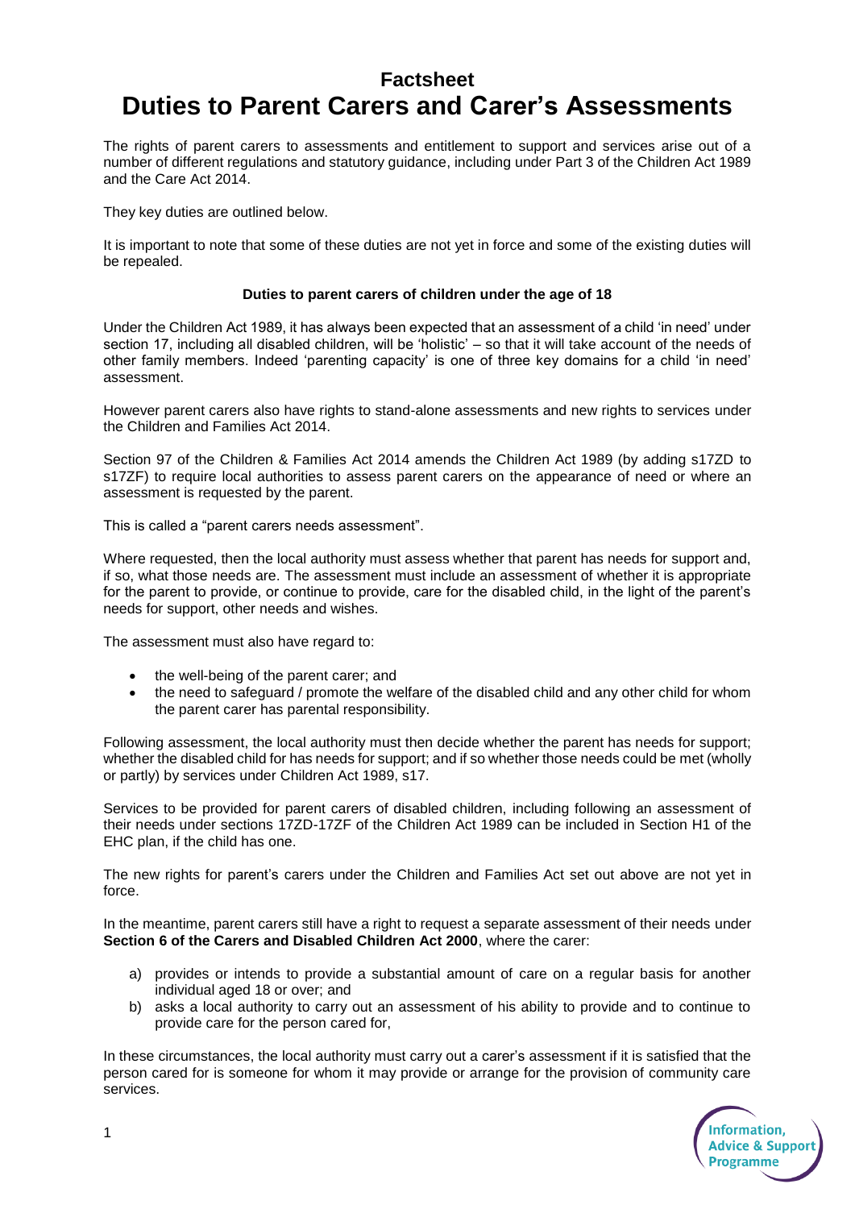# Factsheet
# Duties to Parent Carers and Carer's Assessments

The rights of parent carers to assessments and entitlement to support and services arise out of a number of different regulations and statutory guidance, including under Part 3 of the Children Act 1989 and the Care Act 2014.

They key duties are outlined below.

It is important to note that some of these duties are not yet in force and some of the existing duties will be repealed.

### Duties to parent carers of children under the age of 18

Under the Children Act 1989, it has always been expected that an assessment of a child 'in need' under section 17, including all disabled children, will be 'holistic' – so that it will take account of the needs of other family members. Indeed 'parenting capacity' is one of three key domains for a child 'in need' assessment.

However parent carers also have rights to stand-alone assessments and new rights to services under the Children and Families Act 2014.

Section 97 of the Children & Families Act 2014 amends the Children Act 1989 (by adding s17ZD to s17ZF) to require local authorities to assess parent carers on the appearance of need or where an assessment is requested by the parent.

This is called a "parent carers needs assessment".

Where requested, then the local authority must assess whether that parent has needs for support and, if so, what those needs are. The assessment must include an assessment of whether it is appropriate for the parent to provide, or continue to provide, care for the disabled child, in the light of the parent's needs for support, other needs and wishes.

The assessment must also have regard to:

- the well-being of the parent carer; and
- the need to safeguard / promote the welfare of the disabled child and any other child for whom the parent carer has parental responsibility.

Following assessment, the local authority must then decide whether the parent has needs for support; whether the disabled child for has needs for support; and if so whether those needs could be met (wholly or partly) by services under Children Act 1989, s17.

Services to be provided for parent carers of disabled children, including following an assessment of their needs under sections 17ZD-17ZF of the Children Act 1989 can be included in Section H1 of the EHC plan, if the child has one.

The new rights for parent's carers under the Children and Families Act set out above are not yet in force.

In the meantime, parent carers still have a right to request a separate assessment of their needs under **Section 6 of the Carers and Disabled Children Act 2000**, where the carer:

a) provides or intends to provide a substantial amount of care on a regular basis for another individual aged 18 or over; and
b) asks a local authority to carry out an assessment of his ability to provide and to continue to provide care for the person cared for,

In these circumstances, the local authority must carry out a carer's assessment if it is satisfied that the person cared for is someone for whom it may provide or arrange for the provision of community care services.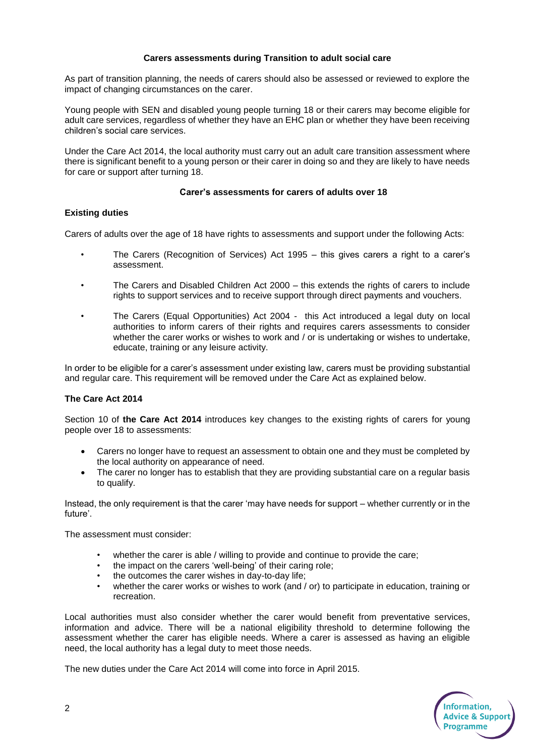**Carers assessments during Transition to adult social care**

As part of transition planning, the needs of carers should also be assessed or reviewed to explore the impact of changing circumstances on the carer.

Young people with SEN and disabled young people turning 18 or their carers may become eligible for adult care services, regardless of whether they have an EHC plan or whether they have been receiving children's social care services.

Under the Care Act 2014, the local authority must carry out an adult care transition assessment where there is significant benefit to a young person or their carer in doing so and they are likely to have needs for care or support after turning 18.

**Carer's assessments for carers of adults over 18**

### Existing duties

Carers of adults over the age of 18 have rights to assessments and support under the following Acts:

- The Carers (Recognition of Services) Act 1995 – this gives carers a right to a carer's assessment.
- The Carers and Disabled Children Act 2000 – this extends the rights of carers to include rights to support services and to receive support through direct payments and vouchers.
- The Carers (Equal Opportunities) Act 2004 - this Act introduced a legal duty on local authorities to inform carers of their rights and requires carers assessments to consider whether the carer works or wishes to work and / or is undertaking or wishes to undertake, educate, training or any leisure activity.

In order to be eligible for a carer's assessment under existing law, carers must be providing substantial and regular care. This requirement will be removed under the Care Act as explained below.

### The Care Act 2014

Section 10 of **the Care Act 2014** introduces key changes to the existing rights of carers for young people over 18 to assessments:

- Carers no longer have to request an assessment to obtain one and they must be completed by the local authority on appearance of need.
- The carer no longer has to establish that they are providing substantial care on a regular basis to qualify.

Instead, the only requirement is that the carer 'may have needs for support – whether currently or in the future'.

The assessment must consider:

- whether the carer is able / willing to provide and continue to provide the care;
- the impact on the carers 'well-being' of their caring role;
- the outcomes the carer wishes in day-to-day life;
- whether the carer works or wishes to work (and / or) to participate in education, training or recreation.

Local authorities must also consider whether the carer would benefit from preventative services, information and advice. There will be a national eligibility threshold to determine following the assessment whether the carer has eligible needs. Where a carer is assessed as having an eligible need, the local authority has a legal duty to meet those needs.

The new duties under the Care Act 2014 will come into force in April 2015.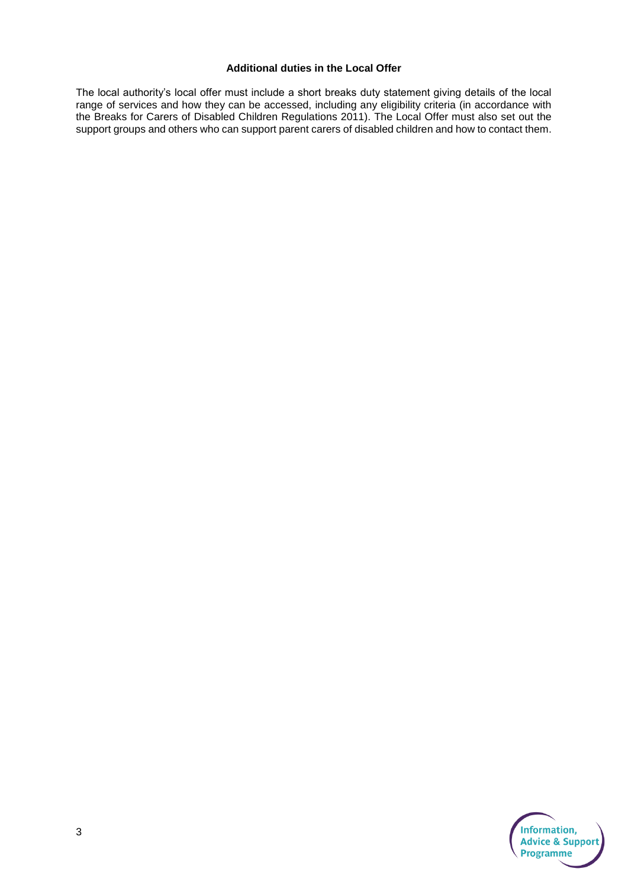**Additional duties in the Local Offer**

The local authority's local offer must include a short breaks duty statement giving details of the local range of services and how they can be accessed, including any eligibility criteria (in accordance with the Breaks for Carers of Disabled Children Regulations 2011). The Local Offer must also set out the support groups and others who can support parent carers of disabled children and how to contact them.